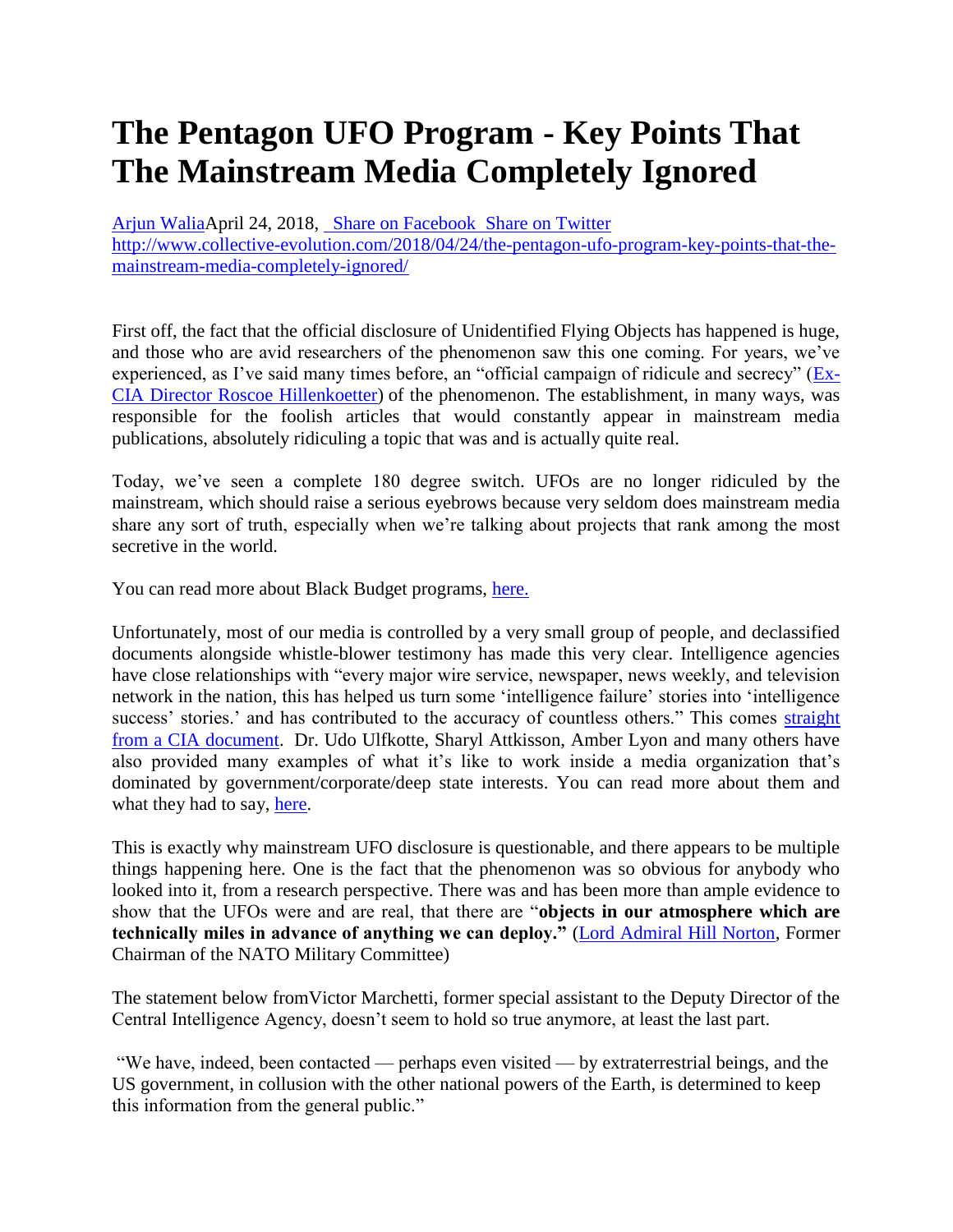# The Pentagon UFO Program - Key Points That The Mainstream Media Completely Ignored

[Arjun Walia](#)April 24, 2018, [Share on Facebook](#) [Share on Twitter](#)
[http://www.collective-evolution.com/2018/04/24/the-pentagon-ufo-program-key-points-that-the-mainstream-media-completely-ignored/](http://www.collective-evolution.com/2018/04/24/the-pentagon-ufo-program-key-points-that-the-mainstream-media-completely-ignored/)

First off, the fact that the official disclosure of Unidentified Flying Objects has happened is huge, and those who are avid researchers of the phenomenon saw this one coming. For years, we've experienced, as I've said many times before, an "official campaign of ridicule and secrecy" ([Ex-CIA Director Roscoe Hillenkoetter](#)) of the phenomenon. The establishment, in many ways, was responsible for the foolish articles that would constantly appear in mainstream media publications, absolutely ridiculing a topic that was and is actually quite real.

Today, we've seen a complete 180 degree switch. UFOs are no longer ridiculed by the mainstream, which should raise a serious eyebrows because very seldom does mainstream media share any sort of truth, especially when we're talking about projects that rank among the most secretive in the world.

You can read more about Black Budget programs, [here.](#)

Unfortunately, most of our media is controlled by a very small group of people, and declassified documents alongside whistle-blower testimony has made this very clear. Intelligence agencies have close relationships with "every major wire service, newspaper, news weekly, and television network in the nation, this has helped us turn some 'intelligence failure' stories into 'intelligence success' stories.' and has contributed to the accuracy of countless others." This comes [straight from a CIA document](#). Dr. Udo Ulfkotte, Sharyl Attkisson, Amber Lyon and many others have also provided many examples of what it's like to work inside a media organization that's dominated by government/corporate/deep state interests. You can read more about them and what they had to say, [here](#).

This is exactly why mainstream UFO disclosure is questionable, and there appears to be multiple things happening here. One is the fact that the phenomenon was so obvious for anybody who looked into it, from a research perspective. There was and has been more than ample evidence to show that the UFOs were and are real, that there are "**objects in our atmosphere which are technically miles in advance of anything we can deploy."** ([Lord Admiral Hill Norton](#), Former Chairman of the NATO Military Committee)

The statement below fromVictor Marchetti, former special assistant to the Deputy Director of the Central Intelligence Agency, doesn't seem to hold so true anymore, at least the last part.

"We have, indeed, been contacted — perhaps even visited — by extraterrestrial beings, and the US government, in collusion with the other national powers of the Earth, is determined to keep this information from the general public."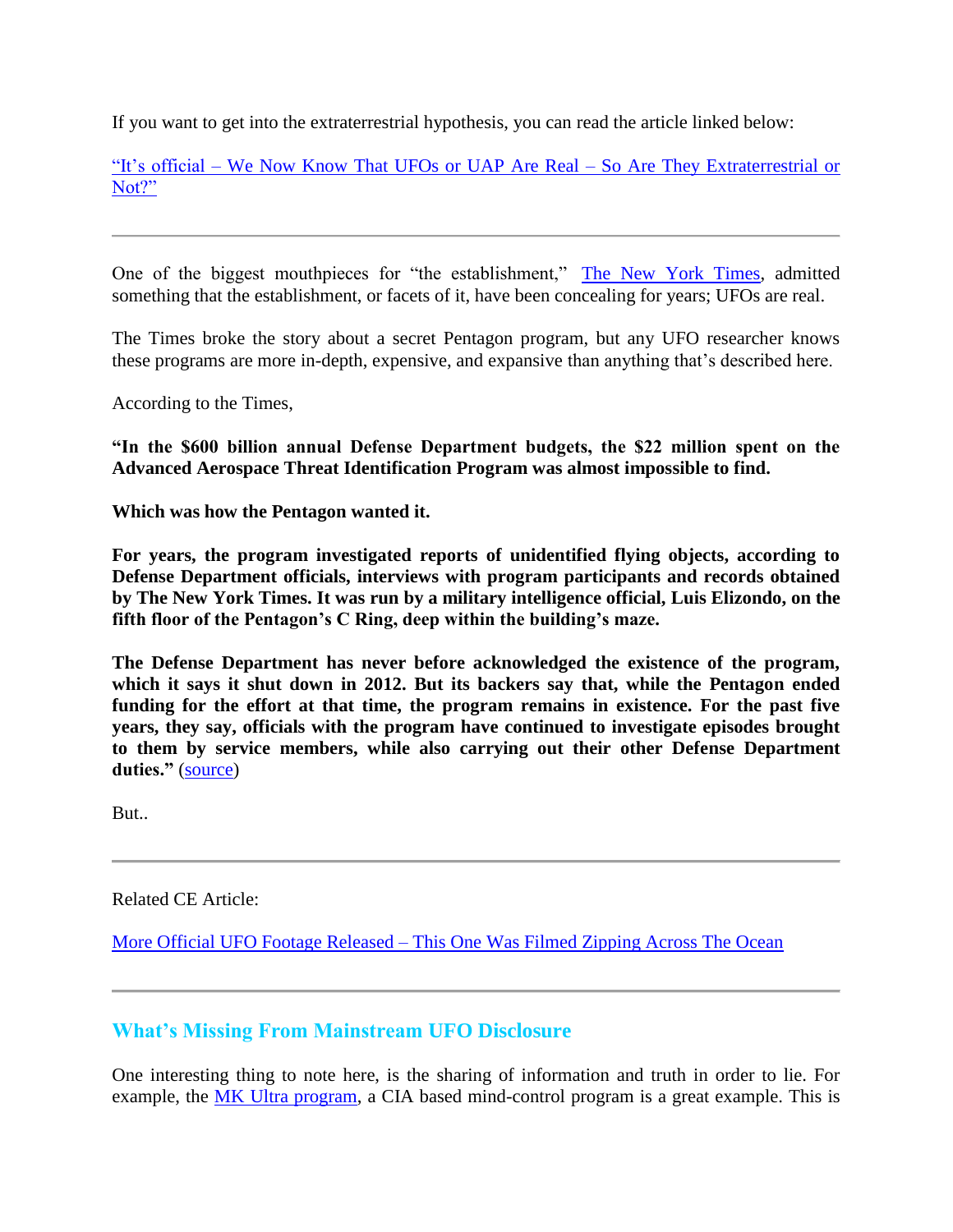If you want to get into the extraterrestrial hypothesis, you can read the article linked below:

"It's official – We Now Know That UFOs or UAP Are Real – So Are They Extraterrestrial or Not?"

---

One of the biggest mouthpieces for "the establishment," The New York Times, admitted something that the establishment, or facets of it, have been concealing for years; UFOs are real.

The Times broke the story about a secret Pentagon program, but any UFO researcher knows these programs are more in-depth, expensive, and expansive than anything that's described here.

According to the Times,

**"In the $600 billion annual Defense Department budgets, the $22 million spent on the Advanced Aerospace Threat Identification Program was almost impossible to find.**

**Which was how the Pentagon wanted it.**

**For years, the program investigated reports of unidentified flying objects, according to Defense Department officials, interviews with program participants and records obtained by The New York Times. It was run by a military intelligence official, Luis Elizondo, on the fifth floor of the Pentagon's C Ring, deep within the building's maze.**

**The Defense Department has never before acknowledged the existence of the program, which it says it shut down in 2012. But its backers say that, while the Pentagon ended funding for the effort at that time, the program remains in existence. For the past five years, they say, officials with the program have continued to investigate episodes brought to them by service members, while also carrying out their other Defense Department duties."** (source)

But..

---

Related CE Article:

More Official UFO Footage Released – This One Was Filmed Zipping Across The Ocean

---

## What's Missing From Mainstream UFO Disclosure

One interesting thing to note here, is the sharing of information and truth in order to lie. For example, the MK Ultra program, a CIA based mind-control program is a great example. This is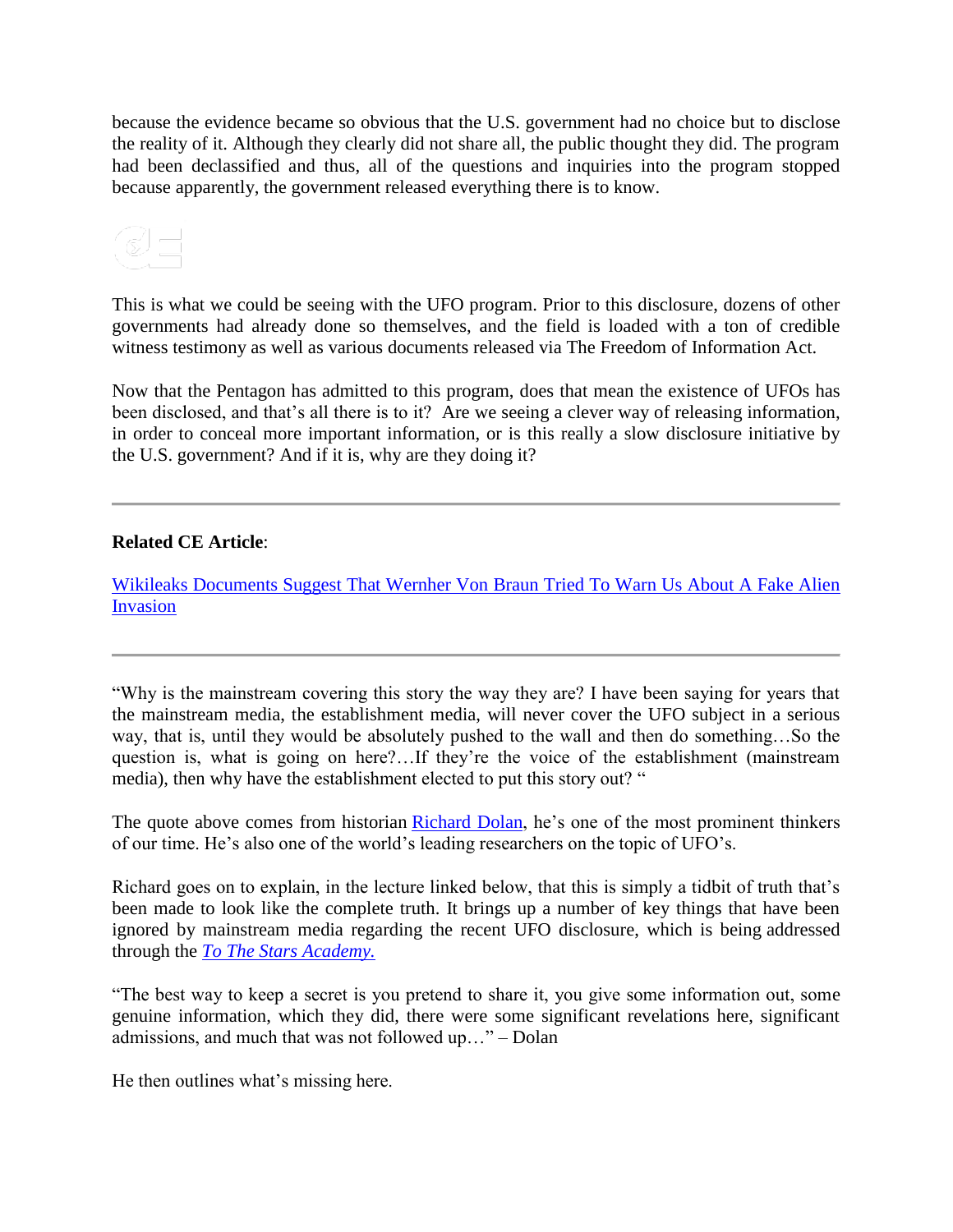because the evidence became so obvious that the U.S. government had no choice but to disclose the reality of it. Although they clearly did not share all, the public thought they did. The program had been declassified and thus, all of the questions and inquiries into the program stopped because apparently, the government released everything there is to know.

This is what we could be seeing with the UFO program. Prior to this disclosure, dozens of other governments had already done so themselves, and the field is loaded with a ton of credible witness testimony as well as various documents released via The Freedom of Information Act.

Now that the Pentagon has admitted to this program, does that mean the existence of UFOs has been disclosed, and that's all there is to it? Are we seeing a clever way of releasing information, in order to conceal more important information, or is this really a slow disclosure initiative by the U.S. government? And if it is, why are they doing it?

---

**Related CE Article**:

[Wikileaks Documents Suggest That Wernher Von Braun Tried To Warn Us About A Fake Alien Invasion]()

---

"Why is the mainstream covering this story the way they are? I have been saying for years that the mainstream media, the establishment media, will never cover the UFO subject in a serious way, that is, until they would be absolutely pushed to the wall and then do something…So the question is, what is going on here?…If they're the voice of the establishment (mainstream media), then why have the establishment elected to put this story out? "

The quote above comes from historian [Richard Dolan](), he's one of the most prominent thinkers of our time. He's also one of the world's leading researchers on the topic of UFO's.

Richard goes on to explain, in the lecture linked below, that this is simply a tidbit of truth that's been made to look like the complete truth. It brings up a number of key things that have been ignored by mainstream media regarding the recent UFO disclosure, which is being addressed through the [*To The Stars Academy.*]()

"The best way to keep a secret is you pretend to share it, you give some information out, some genuine information, which they did, there were some significant revelations here, significant admissions, and much that was not followed up…" – Dolan

He then outlines what's missing here.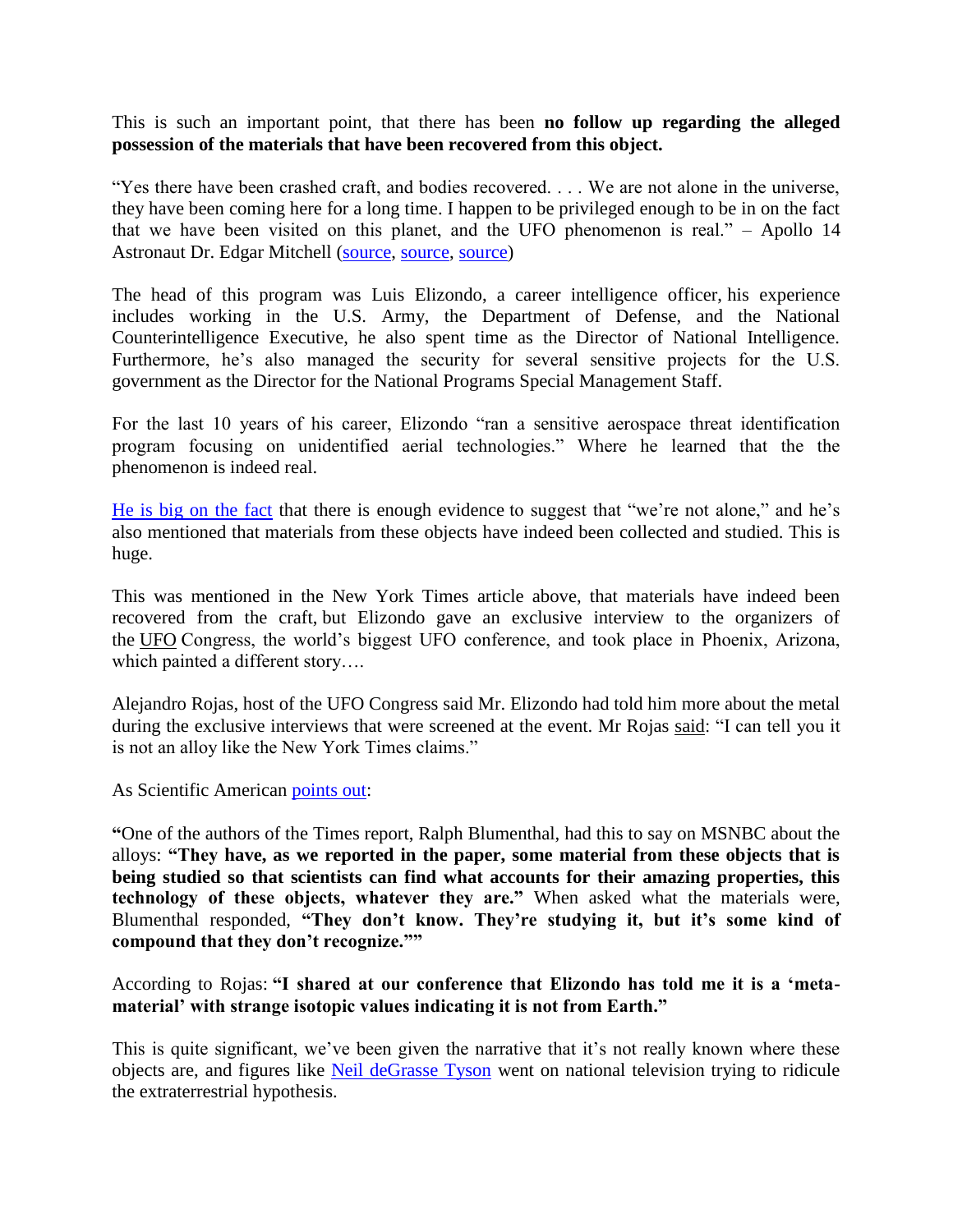This is such an important point, that there has been **no follow up regarding the alleged possession of the materials that have been recovered from this object.**

"Yes there have been crashed craft, and bodies recovered. . . . We are not alone in the universe, they have been coming here for a long time. I happen to be privileged enough to be in on the fact that we have been visited on this planet, and the UFO phenomenon is real." – Apollo 14 Astronaut Dr. Edgar Mitchell (source, source, source)

The head of this program was Luis Elizondo, a career intelligence officer, his experience includes working in the U.S. Army, the Department of Defense, and the National Counterintelligence Executive, he also spent time as the Director of National Intelligence. Furthermore, he's also managed the security for several sensitive projects for the U.S. government as the Director for the National Programs Special Management Staff.

For the last 10 years of his career, Elizondo "ran a sensitive aerospace threat identification program focusing on unidentified aerial technologies." Where he learned that the the phenomenon is indeed real.

He is big on the fact that there is enough evidence to suggest that "we're not alone," and he's also mentioned that materials from these objects have indeed been collected and studied. This is huge.

This was mentioned in the New York Times article above, that materials have indeed been recovered from the craft, but Elizondo gave an exclusive interview to the organizers of the UFO Congress, the world's biggest UFO conference, and took place in Phoenix, Arizona, which painted a different story….

Alejandro Rojas, host of the UFO Congress said Mr. Elizondo had told him more about the metal during the exclusive interviews that were screened at the event. Mr Rojas said: "I can tell you it is not an alloy like the New York Times claims."

As Scientific American points out:

**"**One of the authors of the Times report, Ralph Blumenthal, had this to say on MSNBC about the alloys: **"They have, as we reported in the paper, some material from these objects that is being studied so that scientists can find what accounts for their amazing properties, this technology of these objects, whatever they are."** When asked what the materials were, Blumenthal responded, **"They don't know. They're studying it, but it's some kind of compound that they don't recognize.""**

According to Rojas: **"I shared at our conference that Elizondo has told me it is a 'meta-material' with strange isotopic values indicating it is not from Earth."**

This is quite significant, we've been given the narrative that it's not really known where these objects are, and figures like Neil deGrasse Tyson went on national television trying to ridicule the extraterrestrial hypothesis.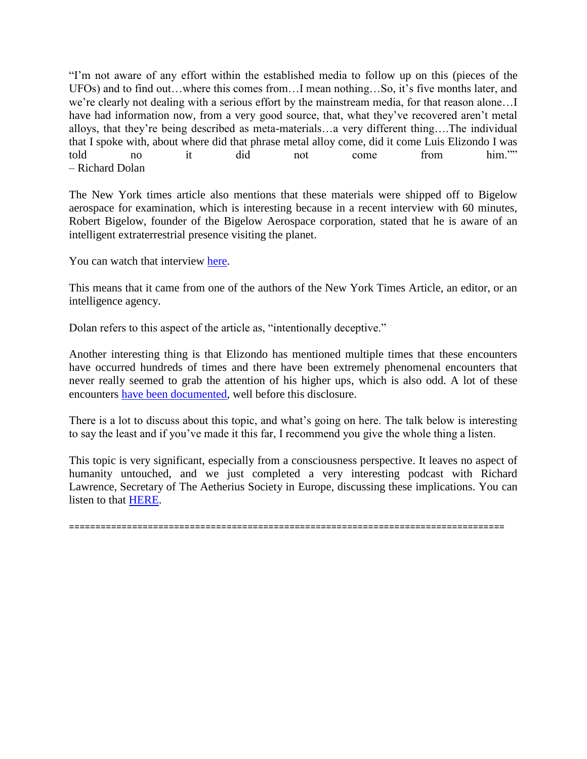"I'm not aware of any effort within the established media to follow up on this (pieces of the UFOs) and to find out…where this comes from…I mean nothing…So, it's five months later, and we're clearly not dealing with a serious effort by the mainstream media, for that reason alone…I have had information now, from a very good source, that, what they've recovered aren't metal alloys, that they're being described as meta-materials…a very different thing….The individual that I spoke with, about where did that phrase metal alloy come, did it come Luis Elizondo I was told no it did not come from him."" – Richard Dolan

The New York times article also mentions that these materials were shipped off to Bigelow aerospace for examination, which is interesting because in a recent interview with 60 minutes, Robert Bigelow, founder of the Bigelow Aerospace corporation, stated that he is aware of an intelligent extraterrestrial presence visiting the planet.

You can watch that interview here.

This means that it came from one of the authors of the New York Times Article, an editor, or an intelligence agency.

Dolan refers to this aspect of the article as, "intentionally deceptive."

Another interesting thing is that Elizondo has mentioned multiple times that these encounters have occurred hundreds of times and there have been extremely phenomenal encounters that never really seemed to grab the attention of his higher ups, which is also odd. A lot of these encounters have been documented, well before this disclosure.

There is a lot to discuss about this topic, and what's going on here. The talk below is interesting to say the least and if you've made it this far, I recommend you give the whole thing a listen.

This topic is very significant, especially from a consciousness perspective. It leaves no aspect of humanity untouched, and we just completed a very interesting podcast with Richard Lawrence, Secretary of The Aetherius Society in Europe, discussing these implications. You can listen to that HERE.

=================================================================================